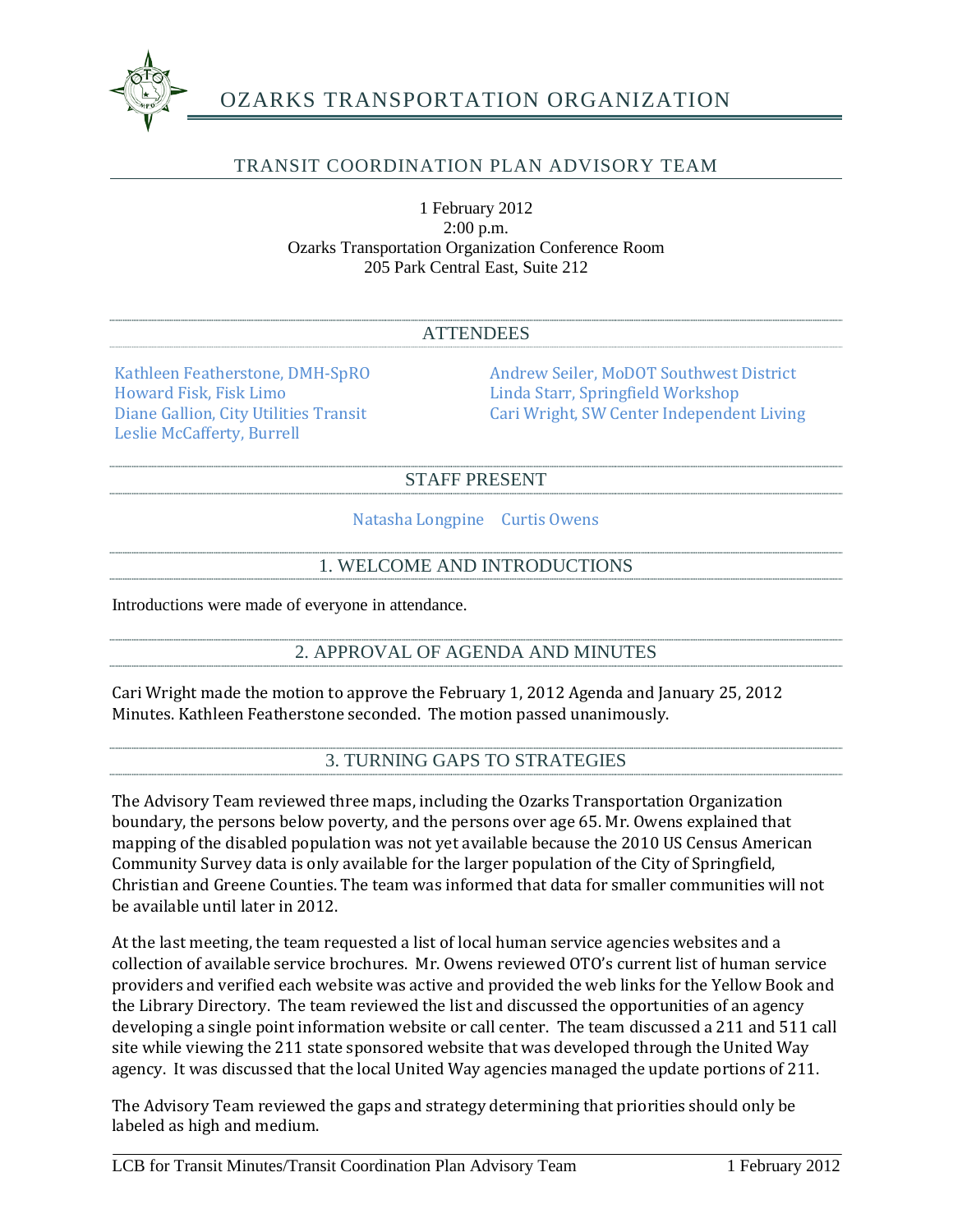# OZARKS TRANSPORTATION ORGANIZATION

## TRANSIT COORDINATION PLAN ADVISORY TEAM

1 February 2012
2:00 p.m.
Ozarks Transportation Organization Conference Room
205 Park Central East, Suite 212

### ATTENDEES

Kathleen Featherstone, DMH-SpRO
Howard Fisk, Fisk Limo
Diane Gallion, City Utilities Transit
Leslie McCafferty, Burrell
Andrew Seiler, MoDOT Southwest District
Linda Starr, Springfield Workshop
Cari Wright, SW Center Independent Living

### STAFF PRESENT

Natasha Longpine Curtis Owens

### 1. WELCOME AND INTRODUCTIONS

Introductions were made of everyone in attendance.

### 2. APPROVAL OF AGENDA AND MINUTES

Cari Wright made the motion to approve the February 1, 2012 Agenda and January 25, 2012 Minutes. Kathleen Featherstone seconded. The motion passed unanimously.

### 3. TURNING GAPS TO STRATEGIES

The Advisory Team reviewed three maps, including the Ozarks Transportation Organization boundary, the persons below poverty, and the persons over age 65. Mr. Owens explained that mapping of the disabled population was not yet available because the 2010 US Census American Community Survey data is only available for the larger population of the City of Springfield, Christian and Greene Counties. The team was informed that data for smaller communities will not be available until later in 2012.

At the last meeting, the team requested a list of local human service agencies websites and a collection of available service brochures. Mr. Owens reviewed OTO's current list of human service providers and verified each website was active and provided the web links for the Yellow Book and the Library Directory. The team reviewed the list and discussed the opportunities of an agency developing a single point information website or call center. The team discussed a 211 and 511 call site while viewing the 211 state sponsored website that was developed through the United Way agency. It was discussed that the local United Way agencies managed the update portions of 211.

The Advisory Team reviewed the gaps and strategy determining that priorities should only be labeled as high and medium.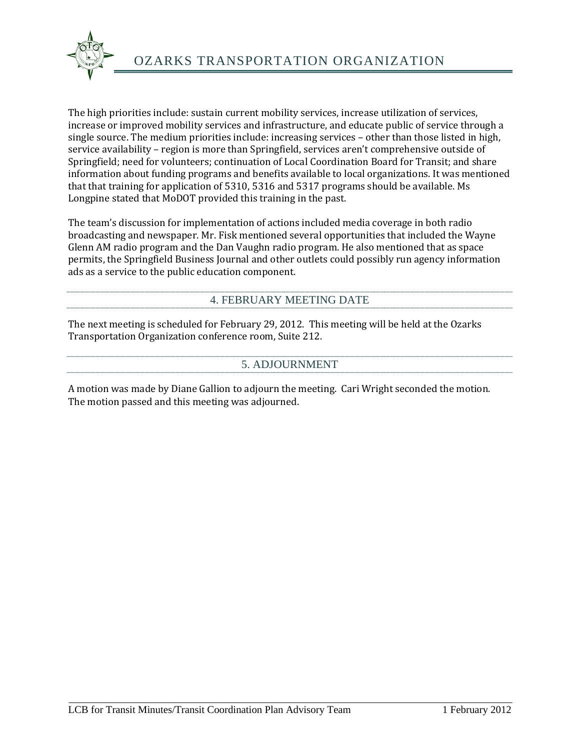The high priorities include: sustain current mobility services, increase utilization of services, increase or improved mobility services and infrastructure, and educate public of service through a single source. The medium priorities include: increasing services – other than those listed in high, service availability – region is more than Springfield, services aren't comprehensive outside of Springfield; need for volunteers; continuation of Local Coordination Board for Transit; and share information about funding programs and benefits available to local organizations. It was mentioned that that training for application of 5310, 5316 and 5317 programs should be available. Ms Longpine stated that MoDOT provided this training in the past.

The team's discussion for implementation of actions included media coverage in both radio broadcasting and newspaper. Mr. Fisk mentioned several opportunities that included the Wayne Glenn AM radio program and the Dan Vaughn radio program. He also mentioned that as space permits, the Springfield Business Journal and other outlets could possibly run agency information ads as a service to the public education component.

## 4. FEBRUARY MEETING DATE

The next meeting is scheduled for February 29, 2012. This meeting will be held at the Ozarks Transportation Organization conference room, Suite 212.

## 5. ADJOURNMENT

A motion was made by Diane Gallion to adjourn the meeting. Cari Wright seconded the motion. The motion passed and this meeting was adjourned.